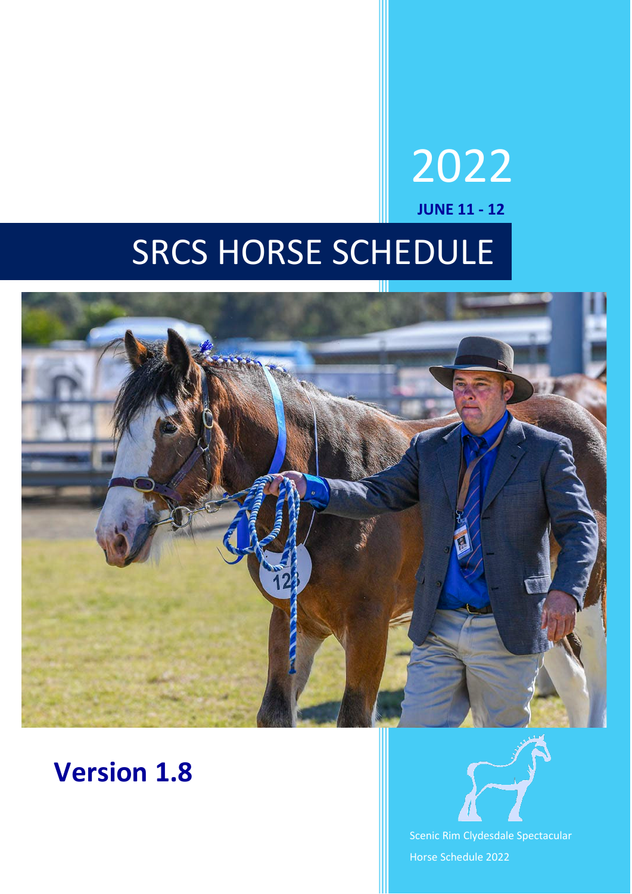# 2022

**JUNE 11 - 12**

# SRCS HORSE SCHEDULE

**Version 1.8**

Scenic Rim Clydesdale Spectacular

Horse Schedule 2022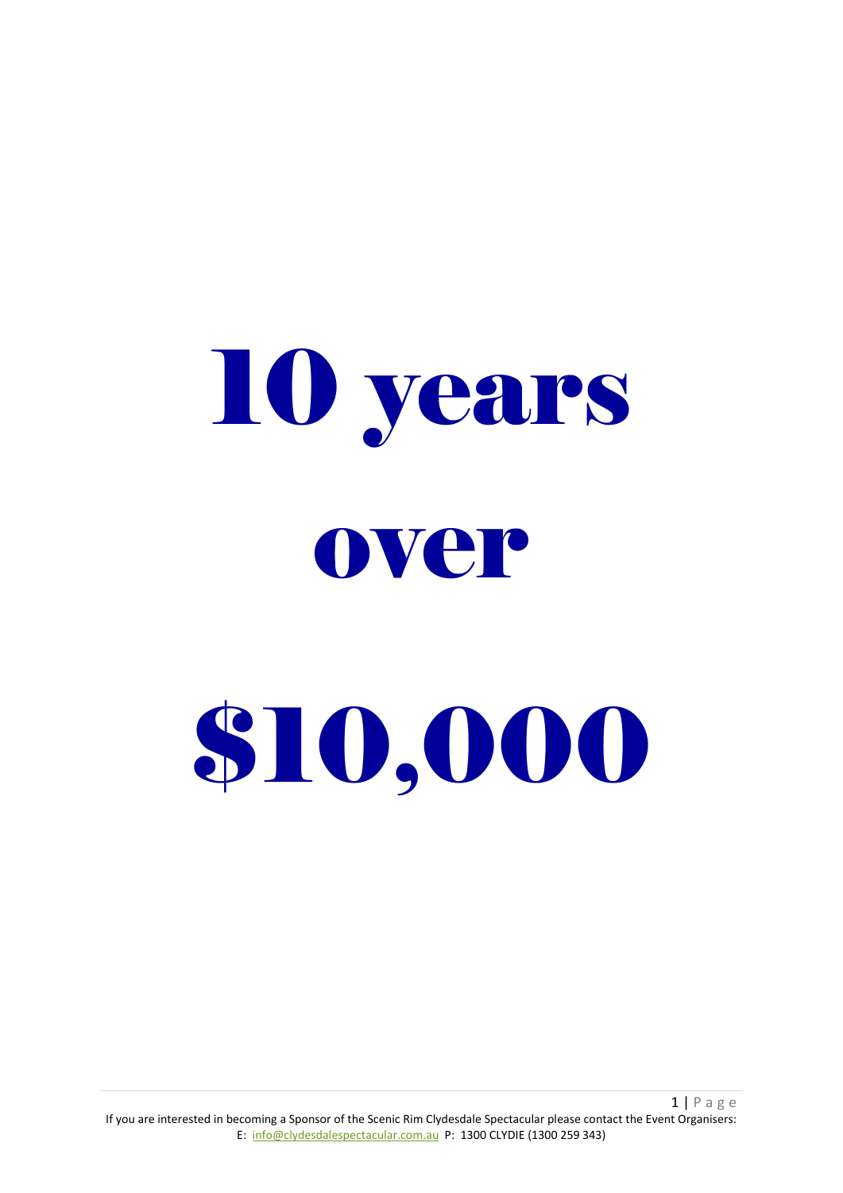# 10 years

# over

# $10,000

If you are interested in becoming a Sponsor of the Scenic Rim Clydesdale Spectacular please contact the Event Organisers: E: info@clydesdalespectacular.com.au P: 1300 CLYDIE (1300 259 343)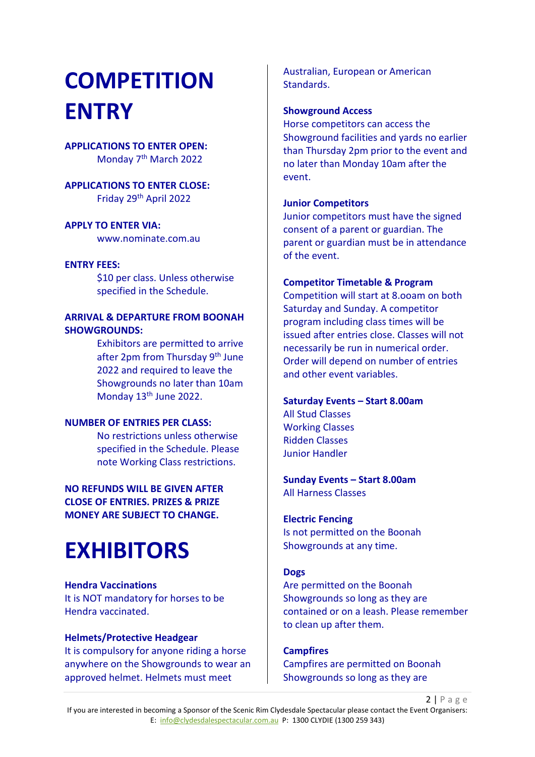# COMPETITION ENTRY

**APPLICATIONS TO ENTER OPEN:**

Monday 7th March 2022

**APPLICATIONS TO ENTER CLOSE:**

Friday 29th April 2022

**APPLY TO ENTER VIA:**

www.nominate.com.au

**ENTRY FEES:**

$10 per class. Unless otherwise specified in the Schedule.

**ARRIVAL & DEPARTURE FROM BOONAH SHOWGROUNDS:**

Exhibitors are permitted to arrive after 2pm from Thursday 9th June 2022 and required to leave the Showgrounds no later than 10am Monday 13th June 2022.

**NUMBER OF ENTRIES PER CLASS:**

No restrictions unless otherwise specified in the Schedule. Please note Working Class restrictions.

**NO REFUNDS WILL BE GIVEN AFTER CLOSE OF ENTRIES. PRIZES & PRIZE MONEY ARE SUBJECT TO CHANGE.**

# EXHIBITORS

**Hendra Vaccinations**

It is NOT mandatory for horses to be Hendra vaccinated.

**Helmets/Protective Headgear**

It is compulsory for anyone riding a horse anywhere on the Showgrounds to wear an approved helmet. Helmets must meet Australian, European or American Standards.

**Showground Access**

Horse competitors can access the Showground facilities and yards no earlier than Thursday 2pm prior to the event and no later than Monday 10am after the event.

**Junior Competitors**

Junior competitors must have the signed consent of a parent or guardian. The parent or guardian must be in attendance of the event.

**Competitor Timetable & Program**

Competition will start at 8.ooam on both Saturday and Sunday. A competitor program including class times will be issued after entries close. Classes will not necessarily be run in numerical order. Order will depend on number of entries and other event variables.

**Saturday Events – Start 8.00am**

All Stud Classes
Working Classes
Ridden Classes
Junior Handler

**Sunday Events – Start 8.00am**

All Harness Classes

**Electric Fencing**

Is not permitted on the Boonah Showgrounds at any time.

**Dogs**

Are permitted on the Boonah Showgrounds so long as they are contained or on a leash. Please remember to clean up after them.

**Campfires**

Campfires are permitted on Boonah Showgrounds so long as they are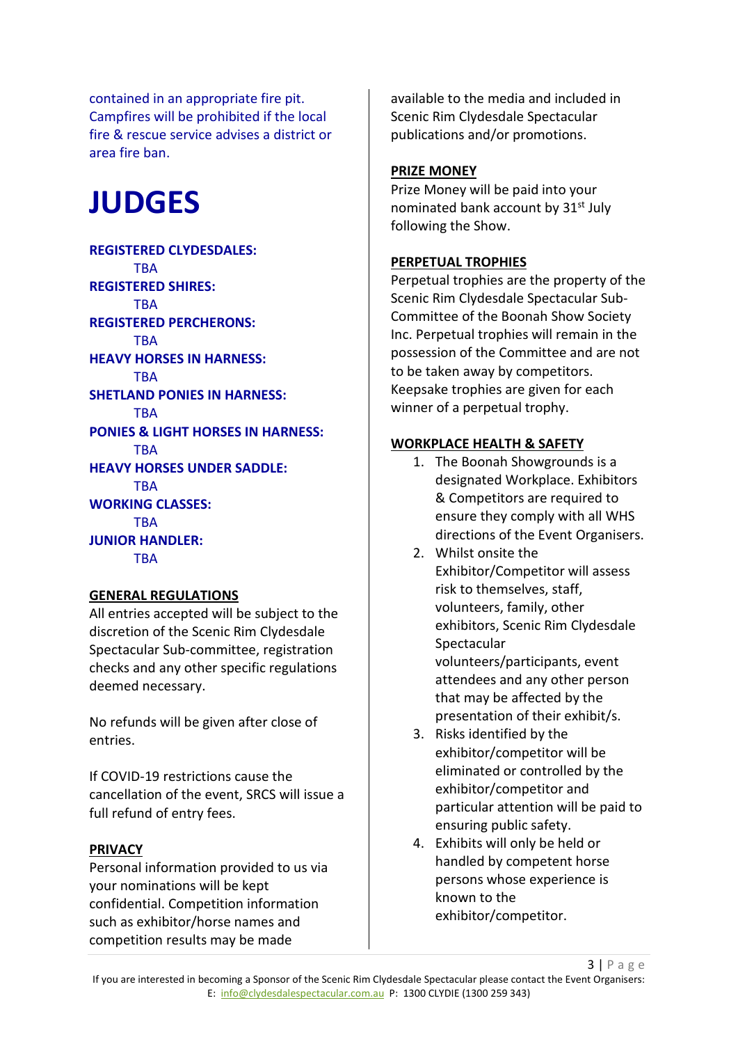contained in an appropriate fire pit. Campfires will be prohibited if the local fire & rescue service advises a district or area fire ban.

# JUDGES

**REGISTERED CLYDESDALES:**
TBA

**REGISTERED SHIRES:**
TBA

**REGISTERED PERCHERONS:**
TBA

**HEAVY HORSES IN HARNESS:**
TBA

**SHETLAND PONIES IN HARNESS:**
TBA

**PONIES & LIGHT HORSES IN HARNESS:**
TBA

**HEAVY HORSES UNDER SADDLE:**
TBA

**WORKING CLASSES:**
TBA

**JUNIOR HANDLER:**
TBA

**GENERAL REGULATIONS**

All entries accepted will be subject to the discretion of the Scenic Rim Clydesdale Spectacular Sub-committee, registration checks and any other specific regulations deemed necessary.

No refunds will be given after close of entries.

If COVID-19 restrictions cause the cancellation of the event, SRCS will issue a full refund of entry fees.

**PRIVACY**

Personal information provided to us via your nominations will be kept confidential. Competition information such as exhibitor/horse names and competition results may be made available to the media and included in Scenic Rim Clydesdale Spectacular publications and/or promotions.

**PRIZE MONEY**

Prize Money will be paid into your nominated bank account by 31st July following the Show.

**PERPETUAL TROPHIES**

Perpetual trophies are the property of the Scenic Rim Clydesdale Spectacular Sub-Committee of the Boonah Show Society Inc. Perpetual trophies will remain in the possession of the Committee and are not to be taken away by competitors. Keepsake trophies are given for each winner of a perpetual trophy.

**WORKPLACE HEALTH & SAFETY**

1. The Boonah Showgrounds is a designated Workplace. Exhibitors & Competitors are required to ensure they comply with all WHS directions of the Event Organisers.
2. Whilst onsite the Exhibitor/Competitor will assess risk to themselves, staff, volunteers, family, other exhibitors, Scenic Rim Clydesdale Spectacular volunteers/participants, event attendees and any other person that may be affected by the presentation of their exhibit/s.
3. Risks identified by the exhibitor/competitor will be eliminated or controlled by the exhibitor/competitor and particular attention will be paid to ensuring public safety.
4. Exhibits will only be held or handled by competent horse persons whose experience is known to the exhibitor/competitor.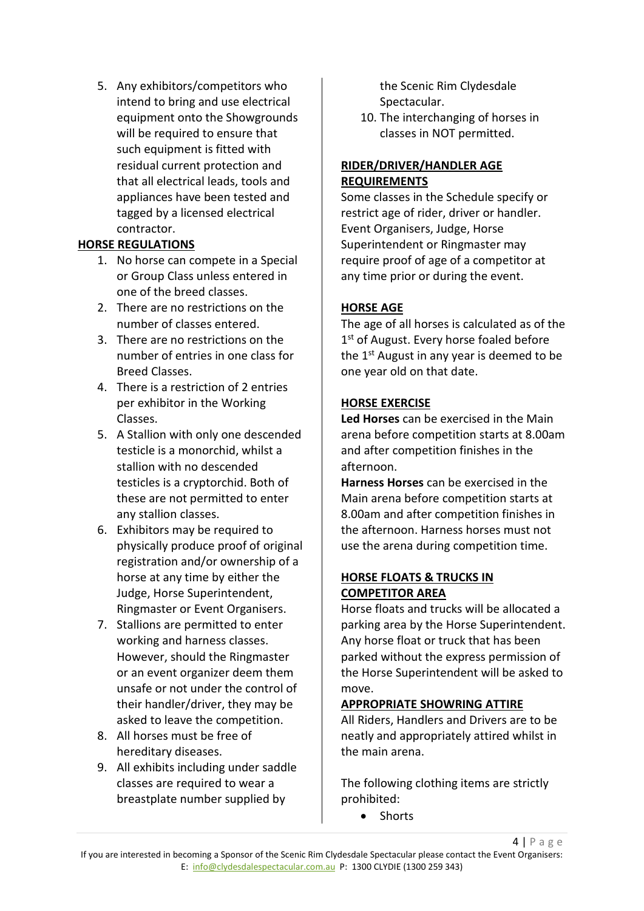5. Any exhibitors/competitors who intend to bring and use electrical equipment onto the Showgrounds will be required to ensure that such equipment is fitted with residual current protection and that all electrical leads, tools and appliances have been tested and tagged by a licensed electrical contractor.

**HORSE REGULATIONS**

1. No horse can compete in a Special or Group Class unless entered in one of the breed classes.
2. There are no restrictions on the number of classes entered.
3. There are no restrictions on the number of entries in one class for Breed Classes.
4. There is a restriction of 2 entries per exhibitor in the Working Classes.
5. A Stallion with only one descended testicle is a monorchid, whilst a stallion with no descended testicles is a cryptorchid. Both of these are not permitted to enter any stallion classes.
6. Exhibitors may be required to physically produce proof of original registration and/or ownership of a horse at any time by either the Judge, Horse Superintendent, Ringmaster or Event Organisers.
7. Stallions are permitted to enter working and harness classes. However, should the Ringmaster or an event organizer deem them unsafe or not under the control of their handler/driver, they may be asked to leave the competition.
8. All horses must be free of hereditary diseases.
9. All exhibits including under saddle classes are required to wear a breastplate number supplied by the Scenic Rim Clydesdale Spectacular.
10. The interchanging of horses in classes in NOT permitted.

**RIDER/DRIVER/HANDLER AGE REQUIREMENTS**

Some classes in the Schedule specify or restrict age of rider, driver or handler. Event Organisers, Judge, Horse Superintendent or Ringmaster may require proof of age of a competitor at any time prior or during the event.

**HORSE AGE**

The age of all horses is calculated as of the 1st of August. Every horse foaled before the 1st August in any year is deemed to be one year old on that date.

**HORSE EXERCISE**

**Led Horses** can be exercised in the Main arena before competition starts at 8.00am and after competition finishes in the afternoon.

**Harness Horses** can be exercised in the Main arena before competition starts at 8.00am and after competition finishes in the afternoon. Harness horses must not use the arena during competition time.

**HORSE FLOATS & TRUCKS IN COMPETITOR AREA**

Horse floats and trucks will be allocated a parking area by the Horse Superintendent. Any horse float or truck that has been parked without the express permission of the Horse Superintendent will be asked to move.

**APPROPRIATE SHOWRING ATTIRE**

All Riders, Handlers and Drivers are to be neatly and appropriately attired whilst in the main arena.

The following clothing items are strictly prohibited:

- Shorts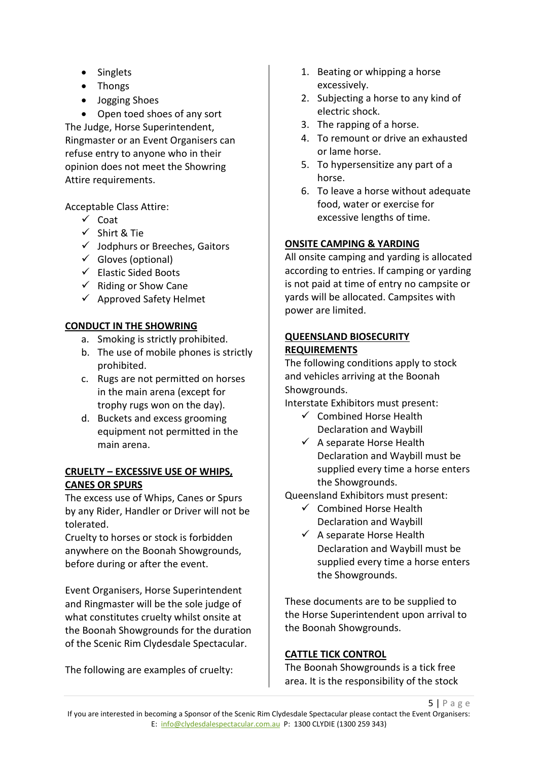- Singlets
- Thongs
- Jogging Shoes
- Open toed shoes of any sort

The Judge, Horse Superintendent, Ringmaster or an Event Organisers can refuse entry to anyone who in their opinion does not meet the Showring Attire requirements.

Acceptable Class Attire:

- ✓ Coat
- ✓ Shirt & Tie
- ✓ Jodphurs or Breeches, Gaitors
- ✓ Gloves (optional)
- ✓ Elastic Sided Boots
- ✓ Riding or Show Cane
- ✓ Approved Safety Helmet

**CONDUCT IN THE SHOWRING**

a. Smoking is strictly prohibited.
b. The use of mobile phones is strictly prohibited.
c. Rugs are not permitted on horses in the main arena (except for trophy rugs won on the day).
d. Buckets and excess grooming equipment not permitted in the main arena.

**CRUELTY – EXCESSIVE USE OF WHIPS, CANES OR SPURS**

The excess use of Whips, Canes or Spurs by any Rider, Handler or Driver will not be tolerated.

Cruelty to horses or stock is forbidden anywhere on the Boonah Showgrounds, before during or after the event.

Event Organisers, Horse Superintendent and Ringmaster will be the sole judge of what constitutes cruelty whilst onsite at the Boonah Showgrounds for the duration of the Scenic Rim Clydesdale Spectacular.

The following are examples of cruelty:

1. Beating or whipping a horse excessively.
2. Subjecting a horse to any kind of electric shock.
3. The rapping of a horse.
4. To remount or drive an exhausted or lame horse.
5. To hypersensitize any part of a horse.
6. To leave a horse without adequate food, water or exercise for excessive lengths of time.

**ONSITE CAMPING & YARDING**

All onsite camping and yarding is allocated according to entries. If camping or yarding is not paid at time of entry no campsite or yards will be allocated. Campsites with power are limited.

**QUEENSLAND BIOSECURITY REQUIREMENTS**

The following conditions apply to stock and vehicles arriving at the Boonah Showgrounds.

Interstate Exhibitors must present:

- ✓ Combined Horse Health Declaration and Waybill
- ✓ A separate Horse Health Declaration and Waybill must be supplied every time a horse enters the Showgrounds.

Queensland Exhibitors must present:

- ✓ Combined Horse Health Declaration and Waybill
- ✓ A separate Horse Health Declaration and Waybill must be supplied every time a horse enters the Showgrounds.

These documents are to be supplied to the Horse Superintendent upon arrival to the Boonah Showgrounds.

**CATTLE TICK CONTROL**

The Boonah Showgrounds is a tick free area. It is the responsibility of the stock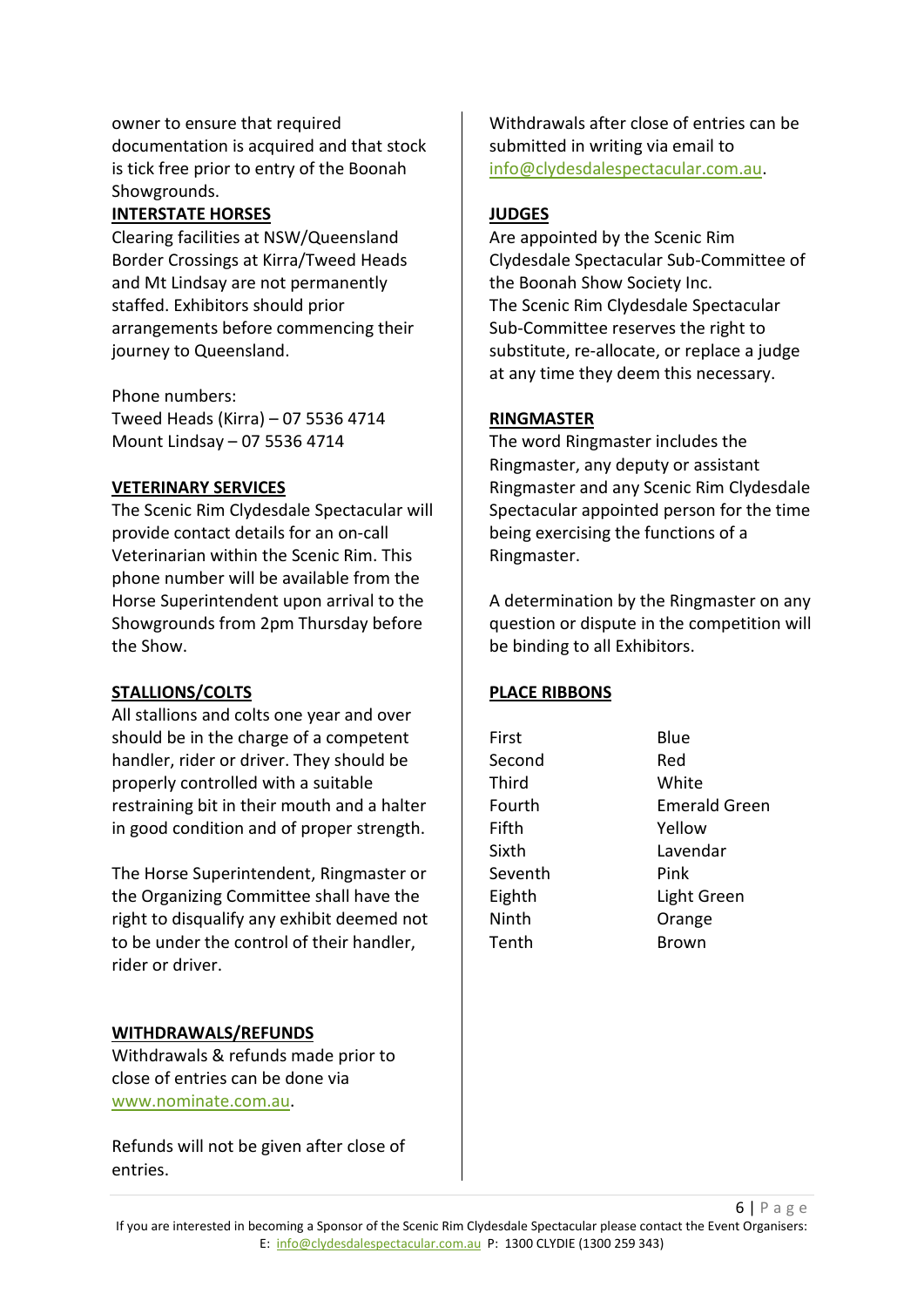owner to ensure that required documentation is acquired and that stock is tick free prior to entry of the Boonah Showgrounds.

## INTERSTATE HORSES

Clearing facilities at NSW/Queensland Border Crossings at Kirra/Tweed Heads and Mt Lindsay are not permanently staffed. Exhibitors should prior arrangements before commencing their journey to Queensland.

Phone numbers:
Tweed Heads (Kirra) – 07 5536 4714
Mount Lindsay – 07 5536 4714

## VETERINARY SERVICES

The Scenic Rim Clydesdale Spectacular will provide contact details for an on-call Veterinarian within the Scenic Rim. This phone number will be available from the Horse Superintendent upon arrival to the Showgrounds from 2pm Thursday before the Show.

## STALLIONS/COLTS

All stallions and colts one year and over should be in the charge of a competent handler, rider or driver. They should be properly controlled with a suitable restraining bit in their mouth and a halter in good condition and of proper strength.

The Horse Superintendent, Ringmaster or the Organizing Committee shall have the right to disqualify any exhibit deemed not to be under the control of their handler, rider or driver.

## WITHDRAWALS/REFUNDS

Withdrawals & refunds made prior to close of entries can be done via www.nominate.com.au.

Refunds will not be given after close of entries.

Withdrawals after close of entries can be submitted in writing via email to info@clydesdalespectacular.com.au.

## JUDGES

Are appointed by the Scenic Rim Clydesdale Spectacular Sub-Committee of the Boonah Show Society Inc.
The Scenic Rim Clydesdale Spectacular Sub-Committee reserves the right to substitute, re-allocate, or replace a judge at any time they deem this necessary.

## RINGMASTER

The word Ringmaster includes the Ringmaster, any deputy or assistant Ringmaster and any Scenic Rim Clydesdale Spectacular appointed person for the time being exercising the functions of a Ringmaster.

A determination by the Ringmaster on any question or dispute in the competition will be binding to all Exhibitors.

## PLACE RIBBONS

| Place | Colour |
| --- | --- |
| First | Blue |
| Second | Red |
| Third | White |
| Fourth | Emerald Green |
| Fifth | Yellow |
| Sixth | Lavendar |
| Seventh | Pink |
| Eighth | Light Green |
| Ninth | Orange |
| Tenth | Brown |

If you are interested in becoming a Sponsor of the Scenic Rim Clydesdale Spectacular please contact the Event Organisers: E: info@clydesdalespectacular.com.au P: 1300 CLYDIE (1300 259 343)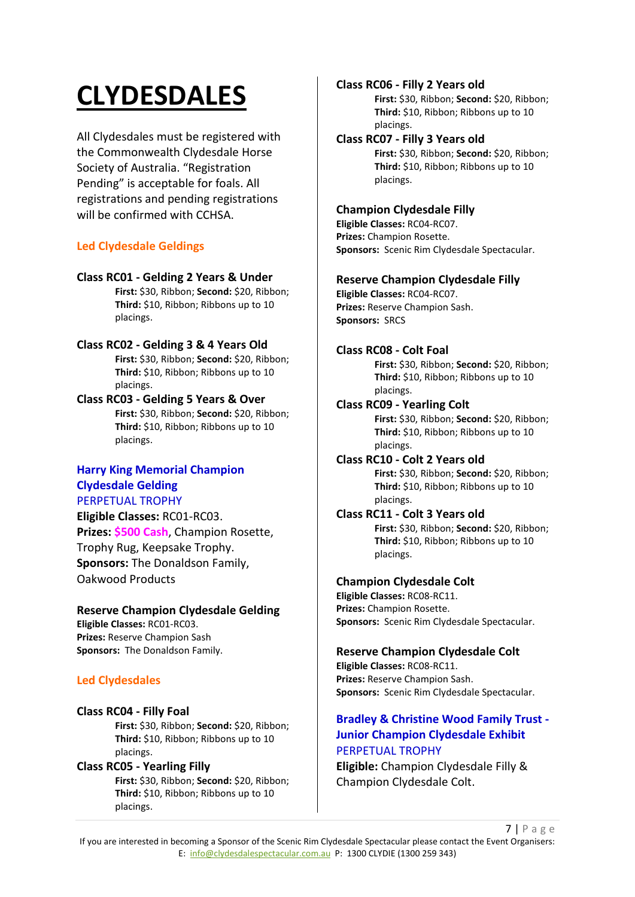# CLYDESDALES

All Clydesdales must be registered with the Commonwealth Clydesdale Horse Society of Australia. "Registration Pending" is acceptable for foals. All registrations and pending registrations will be confirmed with CCHSA.

## Led Clydesdale Geldings

### Class RC01 - Gelding 2 Years & Under

**First:** $30, Ribbon; **Second:** $20, Ribbon; **Third:** $10, Ribbon; Ribbons up to 10 placings.

### Class RC02 - Gelding 3 & 4 Years Old

**First:** $30, Ribbon; **Second:** $20, Ribbon; **Third:** $10, Ribbon; Ribbons up to 10 placings.

### Class RC03 - Gelding 5 Years & Over

**First:** $30, Ribbon; **Second:** $20, Ribbon; **Third:** $10, Ribbon; Ribbons up to 10 placings.

### Harry King Memorial Champion Clydesdale Gelding

PERPETUAL TROPHY

**Eligible Classes:** RC01-RC03.
**Prizes:** $500 Cash, Champion Rosette, Trophy Rug, Keepsake Trophy.
**Sponsors:** The Donaldson Family, Oakwood Products

### Reserve Champion Clydesdale Gelding

**Eligible Classes:** RC01-RC03.
**Prizes:** Reserve Champion Sash
**Sponsors:** The Donaldson Family.

## Led Clydesdales

### Class RC04 - Filly Foal

**First:** $30, Ribbon; **Second:** $20, Ribbon; **Third:** $10, Ribbon; Ribbons up to 10 placings.

### Class RC05 - Yearling Filly

**First:** $30, Ribbon; **Second:** $20, Ribbon; **Third:** $10, Ribbon; Ribbons up to 10 placings.

### Class RC06 - Filly 2 Years old

**First:** $30, Ribbon; **Second:** $20, Ribbon; **Third:** $10, Ribbon; Ribbons up to 10 placings.

### Class RC07 - Filly 3 Years old

**First:** $30, Ribbon; **Second:** $20, Ribbon; **Third:** $10, Ribbon; Ribbons up to 10 placings.

### Champion Clydesdale Filly

**Eligible Classes:** RC04-RC07.
**Prizes:** Champion Rosette.
**Sponsors:** Scenic Rim Clydesdale Spectacular.

### Reserve Champion Clydesdale Filly

**Eligible Classes:** RC04-RC07.
**Prizes:** Reserve Champion Sash.
**Sponsors:** SRCS

### Class RC08 - Colt Foal

**First:** $30, Ribbon; **Second:** $20, Ribbon; **Third:** $10, Ribbon; Ribbons up to 10 placings.

### Class RC09 - Yearling Colt

**First:** $30, Ribbon; **Second:** $20, Ribbon; **Third:** $10, Ribbon; Ribbons up to 10 placings.

### Class RC10 - Colt 2 Years old

**First:** $30, Ribbon; **Second:** $20, Ribbon; **Third:** $10, Ribbon; Ribbons up to 10 placings.

### Class RC11 - Colt 3 Years old

**First:** $30, Ribbon; **Second:** $20, Ribbon; **Third:** $10, Ribbon; Ribbons up to 10 placings.

### Champion Clydesdale Colt

**Eligible Classes:** RC08-RC11.
**Prizes:** Champion Rosette.
**Sponsors:** Scenic Rim Clydesdale Spectacular.

### Reserve Champion Clydesdale Colt

**Eligible Classes:** RC08-RC11.
**Prizes:** Reserve Champion Sash.
**Sponsors:** Scenic Rim Clydesdale Spectacular.

### Bradley & Christine Wood Family Trust - Junior Champion Clydesdale Exhibit

PERPETUAL TROPHY

**Eligible:** Champion Clydesdale Filly & Champion Clydesdale Colt.

If you are interested in becoming a Sponsor of the Scenic Rim Clydesdale Spectacular please contact the Event Organisers: E: info@clydesdalespectacular.com.au P: 1300 CLYDIE (1300 259 343)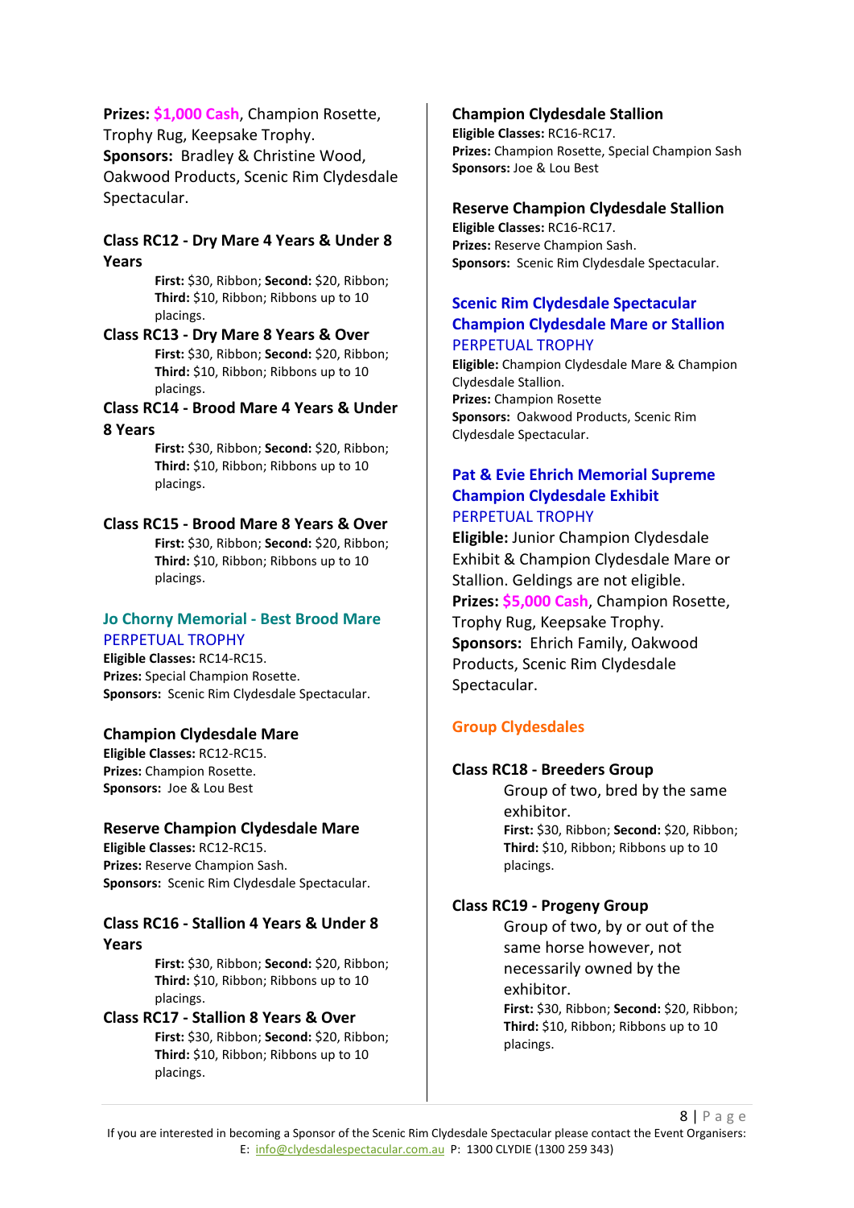**Prizes:** $1,000 Cash, Champion Rosette, Trophy Rug, Keepsake Trophy.
**Sponsors:** Bradley & Christine Wood, Oakwood Products, Scenic Rim Clydesdale Spectacular.

### Class RC12 - Dry Mare 4 Years & Under 8 Years

**First:** $30, Ribbon; **Second:** $20, Ribbon; **Third:** $10, Ribbon; Ribbons up to 10 placings.

### Class RC13 - Dry Mare 8 Years & Over

**First:** $30, Ribbon; **Second:** $20, Ribbon; **Third:** $10, Ribbon; Ribbons up to 10 placings.

### Class RC14 - Brood Mare 4 Years & Under 8 Years

**First:** $30, Ribbon; **Second:** $20, Ribbon; **Third:** $10, Ribbon; Ribbons up to 10 placings.

### Class RC15 - Brood Mare 8 Years & Over

**First:** $30, Ribbon; **Second:** $20, Ribbon; **Third:** $10, Ribbon; Ribbons up to 10 placings.

### Jo Chorny Memorial - Best Brood Mare

PERPETUAL TROPHY

**Eligible Classes:** RC14-RC15.
**Prizes:** Special Champion Rosette.
**Sponsors:** Scenic Rim Clydesdale Spectacular.

### Champion Clydesdale Mare

**Eligible Classes:** RC12-RC15.
**Prizes:** Champion Rosette.
**Sponsors:** Joe & Lou Best

### Reserve Champion Clydesdale Mare

**Eligible Classes:** RC12-RC15.
**Prizes:** Reserve Champion Sash.
**Sponsors:** Scenic Rim Clydesdale Spectacular.

### Class RC16 - Stallion 4 Years & Under 8 Years

**First:** $30, Ribbon; **Second:** $20, Ribbon; **Third:** $10, Ribbon; Ribbons up to 10 placings.

### Class RC17 - Stallion 8 Years & Over

**First:** $30, Ribbon; **Second:** $20, Ribbon; **Third:** $10, Ribbon; Ribbons up to 10 placings.

### Champion Clydesdale Stallion

**Eligible Classes:** RC16-RC17.
**Prizes:** Champion Rosette, Special Champion Sash
**Sponsors:** Joe & Lou Best

### Reserve Champion Clydesdale Stallion

**Eligible Classes:** RC16-RC17.
**Prizes:** Reserve Champion Sash.
**Sponsors:** Scenic Rim Clydesdale Spectacular.

### Scenic Rim Clydesdale Spectacular Champion Clydesdale Mare or Stallion

PERPETUAL TROPHY

**Eligible:** Champion Clydesdale Mare & Champion Clydesdale Stallion.
**Prizes:** Champion Rosette
**Sponsors:** Oakwood Products, Scenic Rim Clydesdale Spectacular.

### Pat & Evie Ehrich Memorial Supreme Champion Clydesdale Exhibit

PERPETUAL TROPHY

**Eligible:** Junior Champion Clydesdale Exhibit & Champion Clydesdale Mare or Stallion. Geldings are not eligible.
**Prizes:** $5,000 Cash, Champion Rosette, Trophy Rug, Keepsake Trophy.
**Sponsors:** Ehrich Family, Oakwood Products, Scenic Rim Clydesdale Spectacular.

## Group Clydesdales

### Class RC18 - Breeders Group

Group of two, bred by the same exhibitor.

**First:** $30, Ribbon; **Second:** $20, Ribbon; **Third:** $10, Ribbon; Ribbons up to 10 placings.

### Class RC19 - Progeny Group

Group of two, by or out of the same horse however, not necessarily owned by the exhibitor.

**First:** $30, Ribbon; **Second:** $20, Ribbon; **Third:** $10, Ribbon; Ribbons up to 10 placings.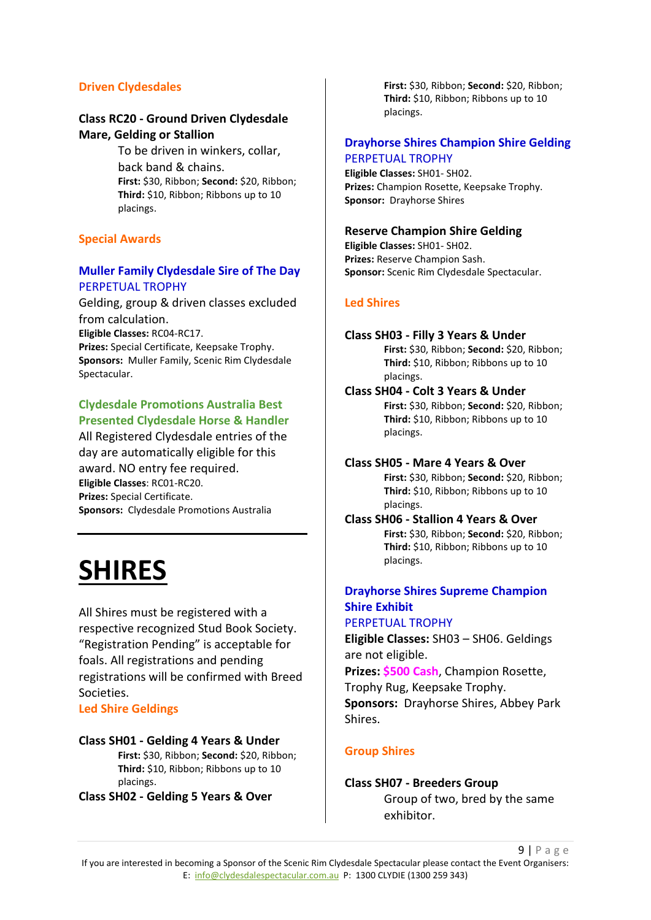### Driven Clydesdales

**Class RC20 - Ground Driven Clydesdale Mare, Gelding or Stallion**

To be driven in winkers, collar, back band & chains.
**First:** $30, Ribbon; **Second:** $20, Ribbon; **Third:** $10, Ribbon; Ribbons up to 10 placings.

### Special Awards

**Muller Family Clydesdale Sire of The Day**
PERPETUAL TROPHY

Gelding, group & driven classes excluded from calculation.
**Eligible Classes:** RC04-RC17.
**Prizes:** Special Certificate, Keepsake Trophy.
**Sponsors:** Muller Family, Scenic Rim Clydesdale Spectacular.

**Clydesdale Promotions Australia Best Presented Clydesdale Horse & Handler**

All Registered Clydesdale entries of the day are automatically eligible for this award. NO entry fee required.
**Eligible Classes**: RC01-RC20.
**Prizes:** Special Certificate.
**Sponsors:** Clydesdale Promotions Australia

# SHIRES

All Shires must be registered with a respective recognized Stud Book Society. "Registration Pending" is acceptable for foals. All registrations and pending registrations will be confirmed with Breed Societies.

### Led Shire Geldings

**Class SH01 - Gelding 4 Years & Under**
**First:** $30, Ribbon; **Second:** $20, Ribbon; **Third:** $10, Ribbon; Ribbons up to 10 placings.

**Class SH02 - Gelding 5 Years & Over**
**First:** $30, Ribbon; **Second:** $20, Ribbon; **Third:** $10, Ribbon; Ribbons up to 10 placings.

**Drayhorse Shires Champion Shire Gelding**
PERPETUAL TROPHY

**Eligible Classes:** SH01- SH02.
**Prizes:** Champion Rosette, Keepsake Trophy.
**Sponsor:** Drayhorse Shires

**Reserve Champion Shire Gelding**

**Eligible Classes:** SH01- SH02.
**Prizes:** Reserve Champion Sash.
**Sponsor:** Scenic Rim Clydesdale Spectacular.

### Led Shires

**Class SH03 - Filly 3 Years & Under**
**First:** $30, Ribbon; **Second:** $20, Ribbon; **Third:** $10, Ribbon; Ribbons up to 10 placings.

**Class SH04 - Colt 3 Years & Under**
**First:** $30, Ribbon; **Second:** $20, Ribbon; **Third:** $10, Ribbon; Ribbons up to 10 placings.

**Class SH05 - Mare 4 Years & Over**
**First:** $30, Ribbon; **Second:** $20, Ribbon; **Third:** $10, Ribbon; Ribbons up to 10 placings.

**Class SH06 - Stallion 4 Years & Over**
**First:** $30, Ribbon; **Second:** $20, Ribbon; **Third:** $10, Ribbon; Ribbons up to 10 placings.

**Drayhorse Shires Supreme Champion Shire Exhibit**
PERPETUAL TROPHY

**Eligible Classes:** SH03 – SH06. Geldings are not eligible.
**Prizes:** $500 Cash, Champion Rosette, Trophy Rug, Keepsake Trophy.
**Sponsors:** Drayhorse Shires, Abbey Park Shires.

### Group Shires

**Class SH07 - Breeders Group**
Group of two, bred by the same exhibitor.

If you are interested in becoming a Sponsor of the Scenic Rim Clydesdale Spectacular please contact the Event Organisers:
E: info@clydesdalespectacular.com.au P: 1300 CLYDIE (1300 259 343)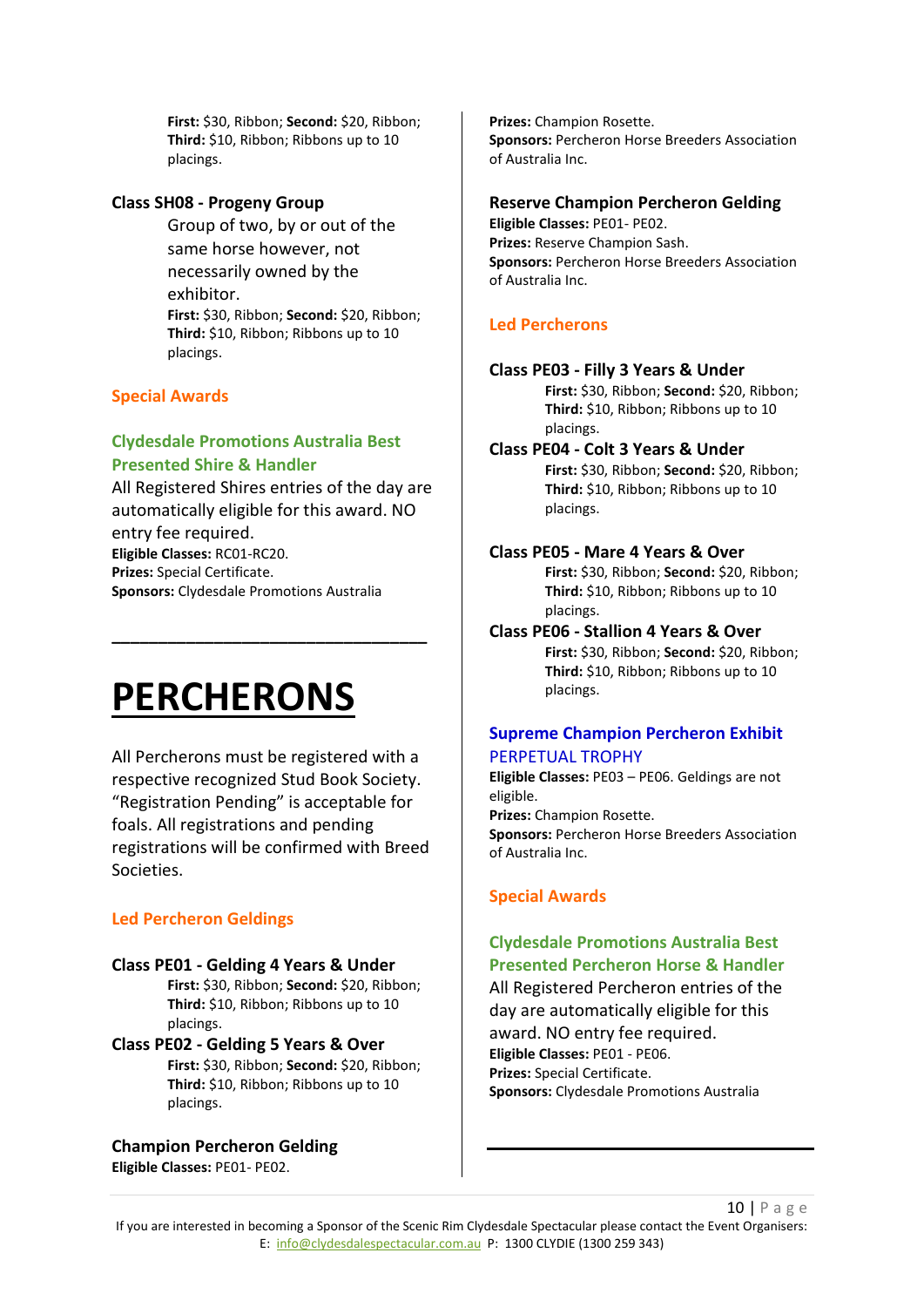**First:** $30, Ribbon; **Second:** $20, Ribbon; **Third:** $10, Ribbon; Ribbons up to 10 placings.

### Class SH08 - Progeny Group

Group of two, by or out of the same horse however, not necessarily owned by the exhibitor.

**First:** $30, Ribbon; **Second:** $20, Ribbon; **Third:** $10, Ribbon; Ribbons up to 10 placings.

## Special Awards

### Clydesdale Promotions Australia Best Presented Shire & Handler

All Registered Shires entries of the day are automatically eligible for this award. NO entry fee required.

**Eligible Classes:** RC01-RC20.
**Prizes:** Special Certificate.
**Sponsors:** Clydesdale Promotions Australia

---

# PERCHERONS

All Percherons must be registered with a respective recognized Stud Book Society. "Registration Pending" is acceptable for foals. All registrations and pending registrations will be confirmed with Breed Societies.

## Led Percheron Geldings

### Class PE01 - Gelding 4 Years & Under

**First:** $30, Ribbon; **Second:** $20, Ribbon; **Third:** $10, Ribbon; Ribbons up to 10 placings.

### Class PE02 - Gelding 5 Years & Over

**First:** $30, Ribbon; **Second:** $20, Ribbon; **Third:** $10, Ribbon; Ribbons up to 10 placings.

### Champion Percheron Gelding

**Eligible Classes:** PE01- PE02.
**Prizes:** Champion Rosette.
**Sponsors:** Percheron Horse Breeders Association of Australia Inc.

### Reserve Champion Percheron Gelding

**Eligible Classes:** PE01- PE02.
**Prizes:** Reserve Champion Sash.
**Sponsors:** Percheron Horse Breeders Association of Australia Inc.

## Led Percherons

### Class PE03 - Filly 3 Years & Under

**First:** $30, Ribbon; **Second:** $20, Ribbon; **Third:** $10, Ribbon; Ribbons up to 10 placings.

### Class PE04 - Colt 3 Years & Under

**First:** $30, Ribbon; **Second:** $20, Ribbon; **Third:** $10, Ribbon; Ribbons up to 10 placings.

### Class PE05 - Mare 4 Years & Over

**First:** $30, Ribbon; **Second:** $20, Ribbon; **Third:** $10, Ribbon; Ribbons up to 10 placings.

### Class PE06 - Stallion 4 Years & Over

**First:** $30, Ribbon; **Second:** $20, Ribbon; **Third:** $10, Ribbon; Ribbons up to 10 placings.

### Supreme Champion Percheron Exhibit

PERPETUAL TROPHY

**Eligible Classes:** PE03 – PE06. Geldings are not eligible.
**Prizes:** Champion Rosette.
**Sponsors:** Percheron Horse Breeders Association of Australia Inc.

## Special Awards

### Clydesdale Promotions Australia Best Presented Percheron Horse & Handler

All Registered Percheron entries of the day are automatically eligible for this award. NO entry fee required.

**Eligible Classes:** PE01 - PE06.
**Prizes:** Special Certificate.
**Sponsors:** Clydesdale Promotions Australia

---

If you are interested in becoming a Sponsor of the Scenic Rim Clydesdale Spectacular please contact the Event Organisers: E: info@clydesdalespectacular.com.au P: 1300 CLYDIE (1300 259 343)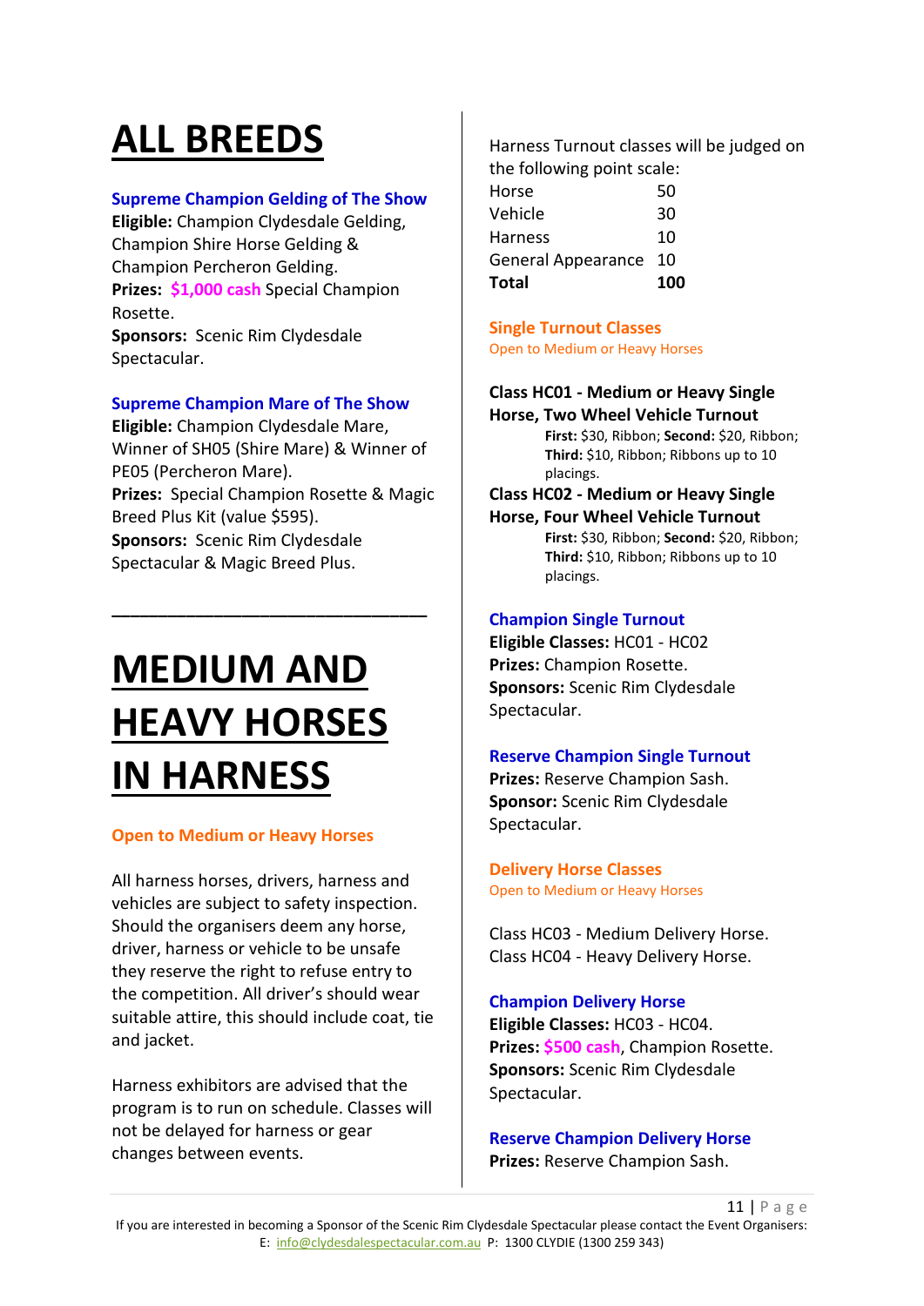# ALL BREEDS

### Supreme Champion Gelding of The Show

**Eligible:** Champion Clydesdale Gelding, Champion Shire Horse Gelding & Champion Percheron Gelding.
**Prizes:** **$1,000 cash** Special Champion Rosette.
**Sponsors:** Scenic Rim Clydesdale Spectacular.

### Supreme Champion Mare of The Show

**Eligible:** Champion Clydesdale Mare, Winner of SH05 (Shire Mare) & Winner of PE05 (Percheron Mare).
**Prizes:** Special Champion Rosette & Magic Breed Plus Kit (value $595).
**Sponsors:** Scenic Rim Clydesdale Spectacular & Magic Breed Plus.

---

# MEDIUM AND HEAVY HORSES IN HARNESS

**Open to Medium or Heavy Horses**

All harness horses, drivers, harness and vehicles are subject to safety inspection. Should the organisers deem any horse, driver, harness or vehicle to be unsafe they reserve the right to refuse entry to the competition. All driver's should wear suitable attire, this should include coat, tie and jacket.

Harness exhibitors are advised that the program is to run on schedule. Classes will not be delayed for harness or gear changes between events.

Harness Turnout classes will be judged on the following point scale:

| | |
|---|---|
| Horse | 50 |
| Vehicle | 30 |
| Harness | 10 |
| General Appearance | 10 |
| **Total** | **100** |

### Single Turnout Classes

Open to Medium or Heavy Horses

**Class HC01 - Medium or Heavy Single Horse, Two Wheel Vehicle Turnout**
**First:** $30, Ribbon; **Second:** $20, Ribbon; **Third:** $10, Ribbon; Ribbons up to 10 placings.

**Class HC02 - Medium or Heavy Single Horse, Four Wheel Vehicle Turnout**
**First:** $30, Ribbon; **Second:** $20, Ribbon; **Third:** $10, Ribbon; Ribbons up to 10 placings.

### Champion Single Turnout

**Eligible Classes:** HC01 - HC02
**Prizes:** Champion Rosette.
**Sponsors:** Scenic Rim Clydesdale Spectacular.

### Reserve Champion Single Turnout

**Prizes:** Reserve Champion Sash.
**Sponsor:** Scenic Rim Clydesdale Spectacular.

### Delivery Horse Classes

Open to Medium or Heavy Horses

Class HC03 - Medium Delivery Horse.
Class HC04 - Heavy Delivery Horse.

### Champion Delivery Horse

**Eligible Classes:** HC03 - HC04.
**Prizes:** **$500 cash**, Champion Rosette.
**Sponsors:** Scenic Rim Clydesdale Spectacular.

### Reserve Champion Delivery Horse

**Prizes:** Reserve Champion Sash.

If you are interested in becoming a Sponsor of the Scenic Rim Clydesdale Spectacular please contact the Event Organisers: E: info@clydesdalespectacular.com.au P: 1300 CLYDIE (1300 259 343)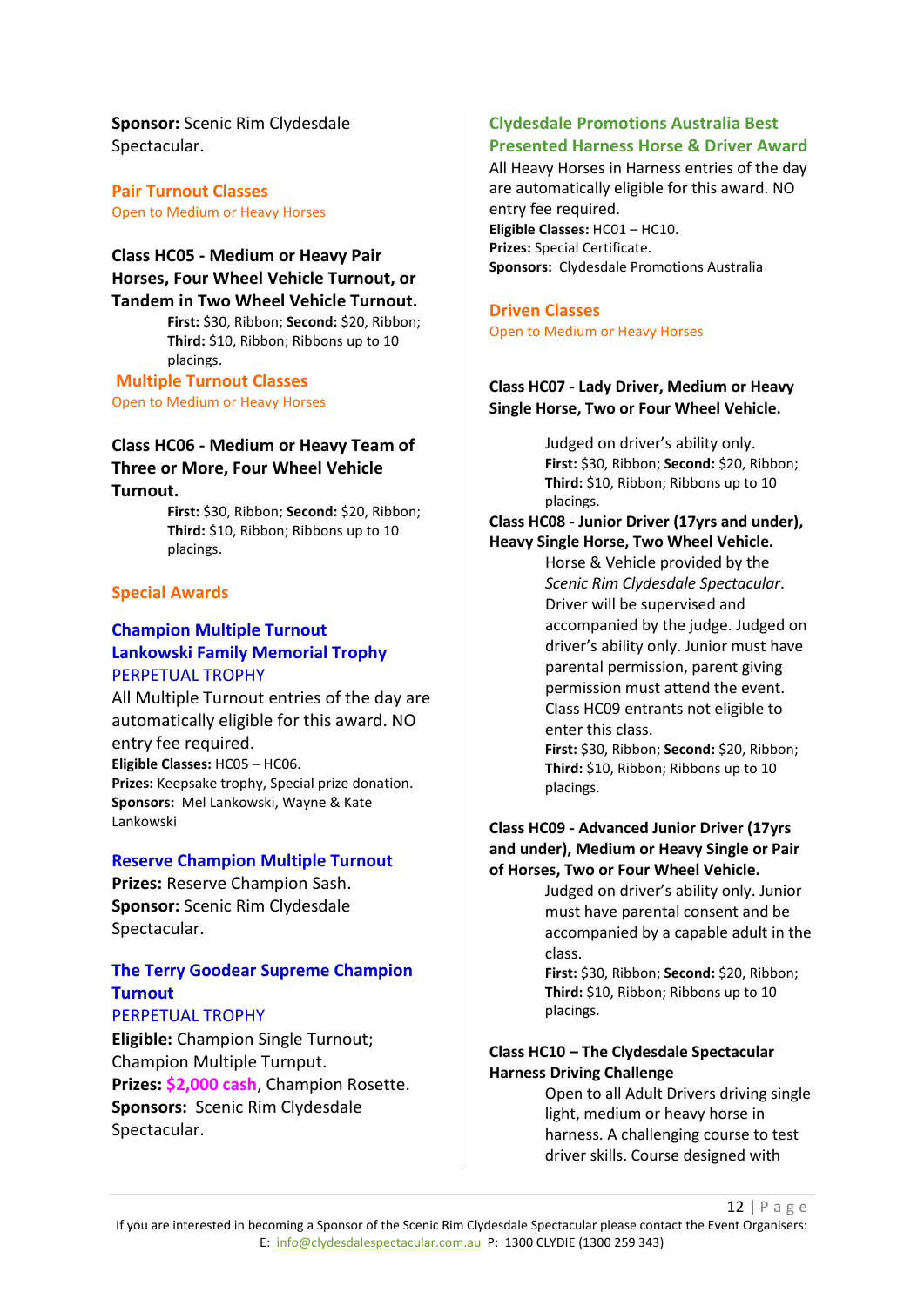**Sponsor:** Scenic Rim Clydesdale Spectacular.

## Pair Turnout Classes

Open to Medium or Heavy Horses

### Class HC05 - Medium or Heavy Pair Horses, Four Wheel Vehicle Turnout, or Tandem in Two Wheel Vehicle Turnout.

**First:** $30, Ribbon; **Second:** $20, Ribbon; **Third:** $10, Ribbon; Ribbons up to 10 placings.

## Multiple Turnout Classes

Open to Medium or Heavy Horses

### Class HC06 - Medium or Heavy Team of Three or More, Four Wheel Vehicle Turnout.

**First:** $30, Ribbon; **Second:** $20, Ribbon; **Third:** $10, Ribbon; Ribbons up to 10 placings.

## Special Awards

### Champion Multiple Turnout Lankowski Family Memorial Trophy

PERPETUAL TROPHY

All Multiple Turnout entries of the day are automatically eligible for this award. NO entry fee required.

**Eligible Classes:** HC05 – HC06.

**Prizes:** Keepsake trophy, Special prize donation.

**Sponsors:** Mel Lankowski, Wayne & Kate Lankowski

### Reserve Champion Multiple Turnout

**Prizes:** Reserve Champion Sash.

**Sponsor:** Scenic Rim Clydesdale Spectacular.

### The Terry Goodear Supreme Champion Turnout

PERPETUAL TROPHY

**Eligible:** Champion Single Turnout; Champion Multiple Turnput.

**Prizes:** $2,000 cash, Champion Rosette.

**Sponsors:** Scenic Rim Clydesdale Spectacular.

### Clydesdale Promotions Australia Best Presented Harness Horse & Driver Award

All Heavy Horses in Harness entries of the day are automatically eligible for this award. NO entry fee required.

**Eligible Classes:** HC01 – HC10.

**Prizes:** Special Certificate.

**Sponsors:** Clydesdale Promotions Australia

## Driven Classes

Open to Medium or Heavy Horses

### Class HC07 - Lady Driver, Medium or Heavy Single Horse, Two or Four Wheel Vehicle.

Judged on driver's ability only.

**First:** $30, Ribbon; **Second:** $20, Ribbon; **Third:** $10, Ribbon; Ribbons up to 10 placings.

### Class HC08 - Junior Driver (17yrs and under), Heavy Single Horse, Two Wheel Vehicle.

Horse & Vehicle provided by the *Scenic Rim Clydesdale Spectacular*. Driver will be supervised and accompanied by the judge. Judged on driver's ability only. Junior must have parental permission, parent giving permission must attend the event. Class HC09 entrants not eligible to enter this class.

**First:** $30, Ribbon; **Second:** $20, Ribbon; **Third:** $10, Ribbon; Ribbons up to 10 placings.

### Class HC09 - Advanced Junior Driver (17yrs and under), Medium or Heavy Single or Pair of Horses, Two or Four Wheel Vehicle.

Judged on driver's ability only. Junior must have parental consent and be accompanied by a capable adult in the class.

**First:** $30, Ribbon; **Second:** $20, Ribbon; **Third:** $10, Ribbon; Ribbons up to 10 placings.

### Class HC10 – The Clydesdale Spectacular Harness Driving Challenge

Open to all Adult Drivers driving single light, medium or heavy horse in harness. A challenging course to test driver skills. Course designed with

If you are interested in becoming a Sponsor of the Scenic Rim Clydesdale Spectacular please contact the Event Organisers: E: info@clydesdalespectacular.com.au P: 1300 CLYDIE (1300 259 343)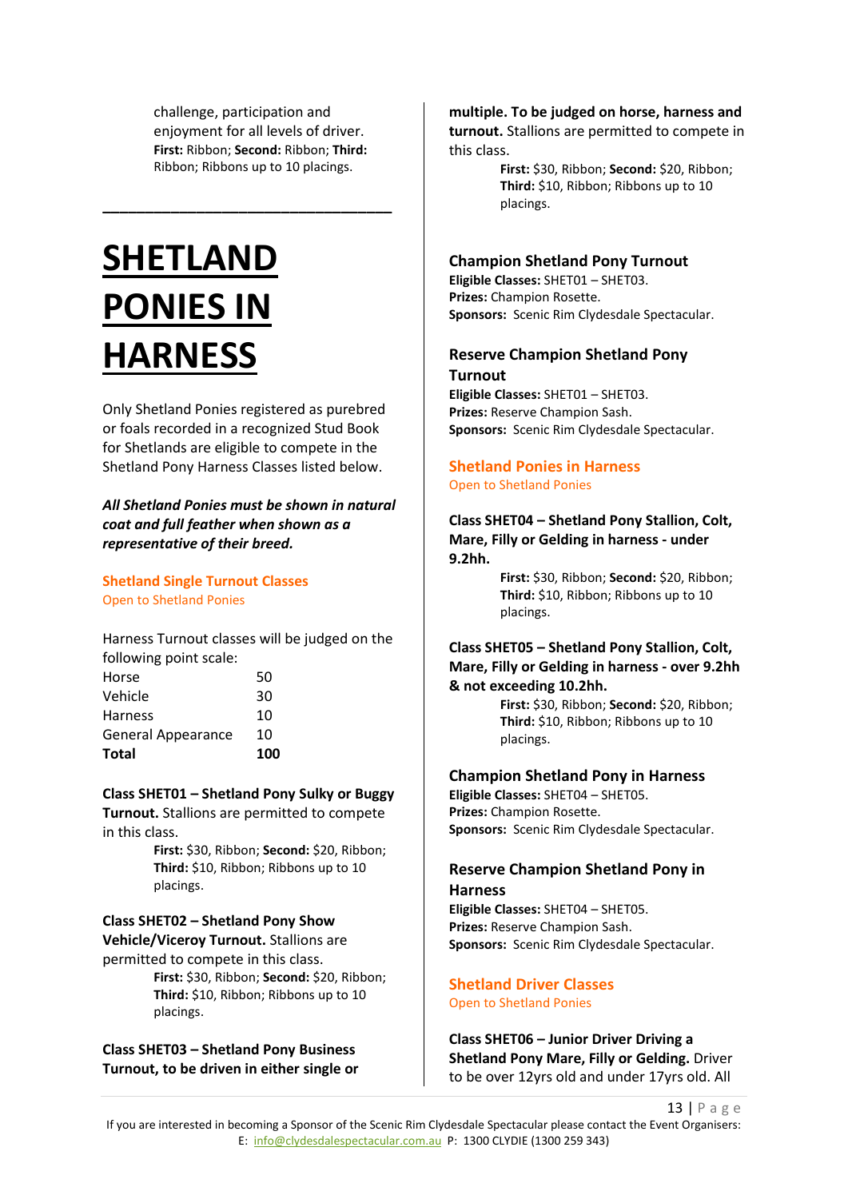challenge, participation and enjoyment for all levels of driver.
**First:** Ribbon; **Second:** Ribbon; **Third:** Ribbon; Ribbons up to 10 placings.

---

# SHETLAND PONIES IN HARNESS

Only Shetland Ponies registered as purebred or foals recorded in a recognized Stud Book for Shetlands are eligible to compete in the Shetland Pony Harness Classes listed below.

***All Shetland Ponies must be shown in natural coat and full feather when shown as a representative of their breed.***

## Shetland Single Turnout Classes

Open to Shetland Ponies

Harness Turnout classes will be judged on the following point scale:

| | |
|---|---|
| Horse | 50 |
| Vehicle | 30 |
| Harness | 10 |
| General Appearance | 10 |
| **Total** | **100** |

**Class SHET01 – Shetland Pony Sulky or Buggy Turnout.** Stallions are permitted to compete in this class.
**First:** $30, Ribbon; **Second:** $20, Ribbon; **Third:** $10, Ribbon; Ribbons up to 10 placings.

**Class SHET02 – Shetland Pony Show Vehicle/Viceroy Turnout.** Stallions are permitted to compete in this class.
**First:** $30, Ribbon; **Second:** $20, Ribbon; **Third:** $10, Ribbon; Ribbons up to 10 placings.

**Class SHET03 – Shetland Pony Business Turnout, to be driven in either single or multiple. To be judged on horse, harness and turnout.** Stallions are permitted to compete in this class.
**First:** $30, Ribbon; **Second:** $20, Ribbon; **Third:** $10, Ribbon; Ribbons up to 10 placings.

### Champion Shetland Pony Turnout

**Eligible Classes:** SHET01 – SHET03.
**Prizes:** Champion Rosette.
**Sponsors:** Scenic Rim Clydesdale Spectacular.

### Reserve Champion Shetland Pony Turnout

**Eligible Classes:** SHET01 – SHET03.
**Prizes:** Reserve Champion Sash.
**Sponsors:** Scenic Rim Clydesdale Spectacular.

## Shetland Ponies in Harness

Open to Shetland Ponies

**Class SHET04 – Shetland Pony Stallion, Colt, Mare, Filly or Gelding in harness - under 9.2hh.**
**First:** $30, Ribbon; **Second:** $20, Ribbon; **Third:** $10, Ribbon; Ribbons up to 10 placings.

**Class SHET05 – Shetland Pony Stallion, Colt, Mare, Filly or Gelding in harness - over 9.2hh & not exceeding 10.2hh.**
**First:** $30, Ribbon; **Second:** $20, Ribbon; **Third:** $10, Ribbon; Ribbons up to 10 placings.

### Champion Shetland Pony in Harness

**Eligible Classes:** SHET04 – SHET05.
**Prizes:** Champion Rosette.
**Sponsors:** Scenic Rim Clydesdale Spectacular.

### Reserve Champion Shetland Pony in Harness

**Eligible Classes:** SHET04 – SHET05.
**Prizes:** Reserve Champion Sash.
**Sponsors:** Scenic Rim Clydesdale Spectacular.

## Shetland Driver Classes

Open to Shetland Ponies

**Class SHET06 – Junior Driver Driving a Shetland Pony Mare, Filly or Gelding.** Driver to be over 12yrs old and under 17yrs old. All

If you are interested in becoming a Sponsor of the Scenic Rim Clydesdale Spectacular please contact the Event Organisers: E: info@clydesdalespectacular.com.au P: 1300 CLYDIE (1300 259 343)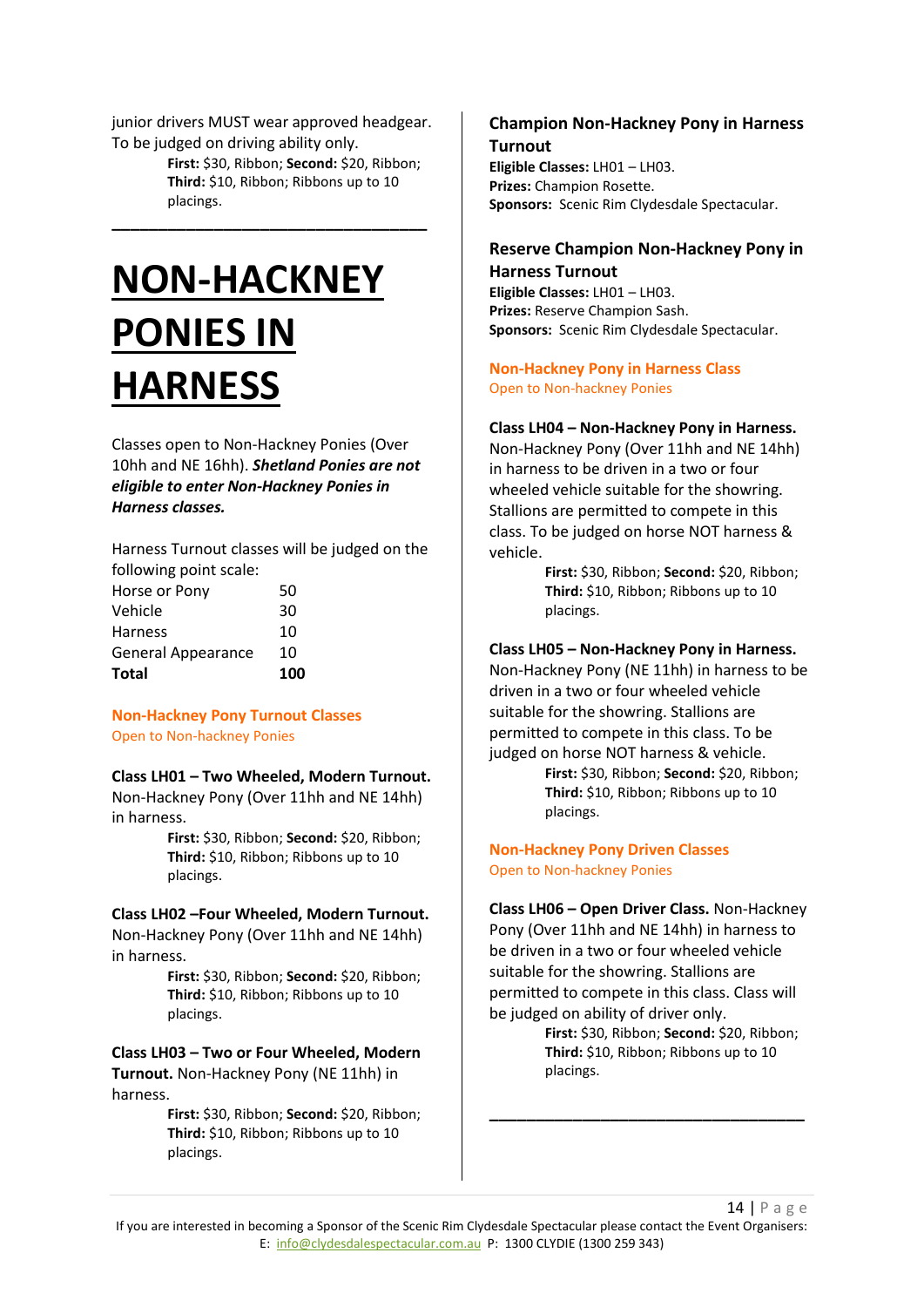junior drivers MUST wear approved headgear. To be judged on driving ability only.

**First:** $30, Ribbon; **Second:** $20, Ribbon; **Third:** $10, Ribbon; Ribbons up to 10 placings.

---

# NON-HACKNEY PONIES IN HARNESS

Classes open to Non-Hackney Ponies (Over 10hh and NE 16hh). ***Shetland Ponies are not eligible to enter Non-Hackney Ponies in Harness classes.***

Harness Turnout classes will be judged on the following point scale:

| | |
|---|---|
| Horse or Pony | 50 |
| Vehicle | 30 |
| Harness | 10 |
| General Appearance | 10 |
| **Total** | **100** |

### Non-Hackney Pony Turnout Classes

Open to Non-hackney Ponies

**Class LH01 – Two Wheeled, Modern Turnout.** Non-Hackney Pony (Over 11hh and NE 14hh) in harness.

**First:** $30, Ribbon; **Second:** $20, Ribbon; **Third:** $10, Ribbon; Ribbons up to 10 placings.

**Class LH02 –Four Wheeled, Modern Turnout.** Non-Hackney Pony (Over 11hh and NE 14hh) in harness.

**First:** $30, Ribbon; **Second:** $20, Ribbon; **Third:** $10, Ribbon; Ribbons up to 10 placings.

**Class LH03 – Two or Four Wheeled, Modern Turnout.** Non-Hackney Pony (NE 11hh) in harness.

**First:** $30, Ribbon; **Second:** $20, Ribbon; **Third:** $10, Ribbon; Ribbons up to 10 placings.

### Champion Non-Hackney Pony in Harness Turnout

**Eligible Classes:** LH01 – LH03.
**Prizes:** Champion Rosette.
**Sponsors:** Scenic Rim Clydesdale Spectacular.

### Reserve Champion Non-Hackney Pony in Harness Turnout

**Eligible Classes:** LH01 – LH03.
**Prizes:** Reserve Champion Sash.
**Sponsors:** Scenic Rim Clydesdale Spectacular.

### Non-Hackney Pony in Harness Class

Open to Non-hackney Ponies

**Class LH04 – Non-Hackney Pony in Harness.** Non-Hackney Pony (Over 11hh and NE 14hh) in harness to be driven in a two or four wheeled vehicle suitable for the showring. Stallions are permitted to compete in this class. To be judged on horse NOT harness & vehicle.

**First:** $30, Ribbon; **Second:** $20, Ribbon; **Third:** $10, Ribbon; Ribbons up to 10 placings.

**Class LH05 – Non-Hackney Pony in Harness.** Non-Hackney Pony (NE 11hh) in harness to be driven in a two or four wheeled vehicle suitable for the showring. Stallions are permitted to compete in this class. To be judged on horse NOT harness & vehicle.

**First:** $30, Ribbon; **Second:** $20, Ribbon; **Third:** $10, Ribbon; Ribbons up to 10 placings.

### Non-Hackney Pony Driven Classes

Open to Non-hackney Ponies

**Class LH06 – Open Driver Class.** Non-Hackney Pony (Over 11hh and NE 14hh) in harness to be driven in a two or four wheeled vehicle suitable for the showring. Stallions are permitted to compete in this class. Class will be judged on ability of driver only.

**First:** $30, Ribbon; **Second:** $20, Ribbon; **Third:** $10, Ribbon; Ribbons up to 10 placings.

---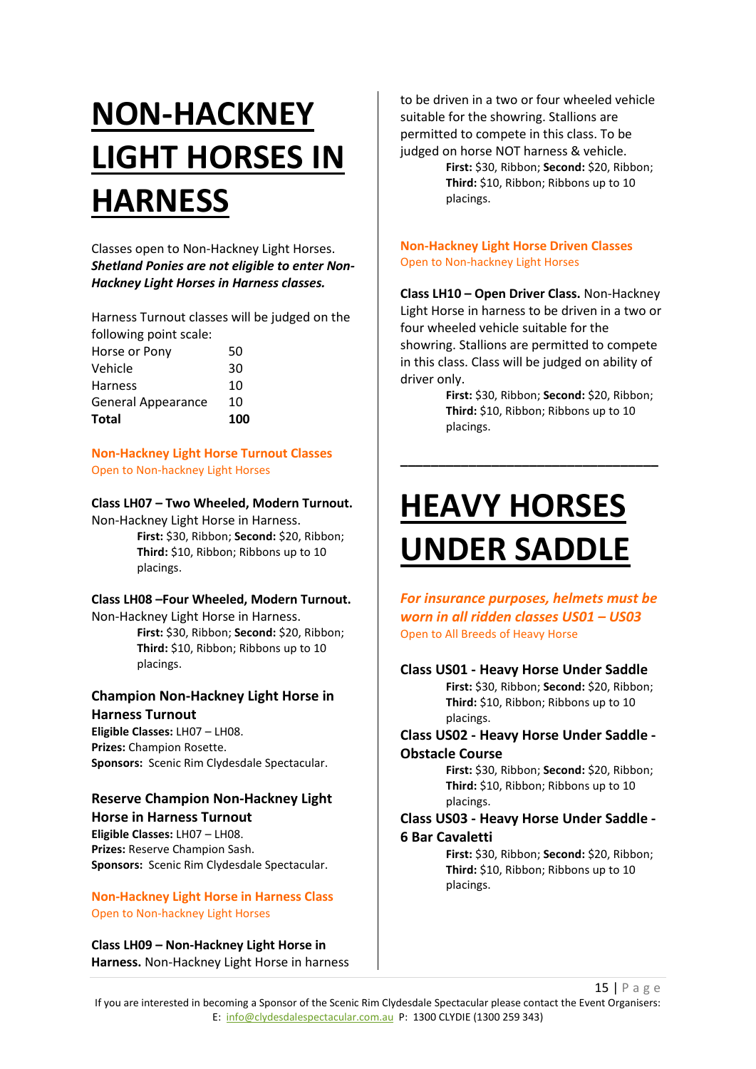# NON-HACKNEY LIGHT HORSES IN HARNESS

Classes open to Non-Hackney Light Horses. ***Shetland Ponies are not eligible to enter Non-Hackney Light Horses in Harness classes.***

Harness Turnout classes will be judged on the following point scale:

| | |
|---|---|
| Horse or Pony | 50 |
| Vehicle | 30 |
| Harness | 10 |
| General Appearance | 10 |
| **Total** | **100** |

**Non-Hackney Light Horse Turnout Classes**
Open to Non-hackney Light Horses

**Class LH07 – Two Wheeled, Modern Turnout.** Non-Hackney Light Horse in Harness.

**First:** $30, Ribbon; **Second:** $20, Ribbon; **Third:** $10, Ribbon; Ribbons up to 10 placings.

**Class LH08 –Four Wheeled, Modern Turnout.** Non-Hackney Light Horse in Harness.

**First:** $30, Ribbon; **Second:** $20, Ribbon; **Third:** $10, Ribbon; Ribbons up to 10 placings.

**Champion Non-Hackney Light Horse in Harness Turnout**
**Eligible Classes:** LH07 – LH08.
**Prizes:** Champion Rosette.
**Sponsors:** Scenic Rim Clydesdale Spectacular.

**Reserve Champion Non-Hackney Light Horse in Harness Turnout**
**Eligible Classes:** LH07 – LH08.
**Prizes:** Reserve Champion Sash.
**Sponsors:** Scenic Rim Clydesdale Spectacular.

**Non-Hackney Light Horse in Harness Class**
Open to Non-hackney Light Horses

**Class LH09 – Non-Hackney Light Horse in Harness.** Non-Hackney Light Horse in harness to be driven in a two or four wheeled vehicle suitable for the showring. Stallions are permitted to compete in this class. To be judged on horse NOT harness & vehicle.

**First:** $30, Ribbon; **Second:** $20, Ribbon; **Third:** $10, Ribbon; Ribbons up to 10 placings.

**Non-Hackney Light Horse Driven Classes**
Open to Non-hackney Light Horses

**Class LH10 – Open Driver Class.** Non-Hackney Light Horse in harness to be driven in a two or four wheeled vehicle suitable for the showring. Stallions are permitted to compete in this class. Class will be judged on ability of driver only.

**First:** $30, Ribbon; **Second:** $20, Ribbon; **Third:** $10, Ribbon; Ribbons up to 10 placings.

---

# HEAVY HORSES UNDER SADDLE

***For insurance purposes, helmets must be worn in all ridden classes US01 – US03***
Open to All Breeds of Heavy Horse

**Class US01 - Heavy Horse Under Saddle**

**First:** $30, Ribbon; **Second:** $20, Ribbon; **Third:** $10, Ribbon; Ribbons up to 10 placings.

**Class US02 - Heavy Horse Under Saddle - Obstacle Course**

**First:** $30, Ribbon; **Second:** $20, Ribbon; **Third:** $10, Ribbon; Ribbons up to 10 placings.

**Class US03 - Heavy Horse Under Saddle - 6 Bar Cavaletti**

**First:** $30, Ribbon; **Second:** $20, Ribbon; **Third:** $10, Ribbon; Ribbons up to 10 placings.

If you are interested in becoming a Sponsor of the Scenic Rim Clydesdale Spectacular please contact the Event Organisers: E: info@clydesdalespectacular.com.au P: 1300 CLYDIE (1300 259 343)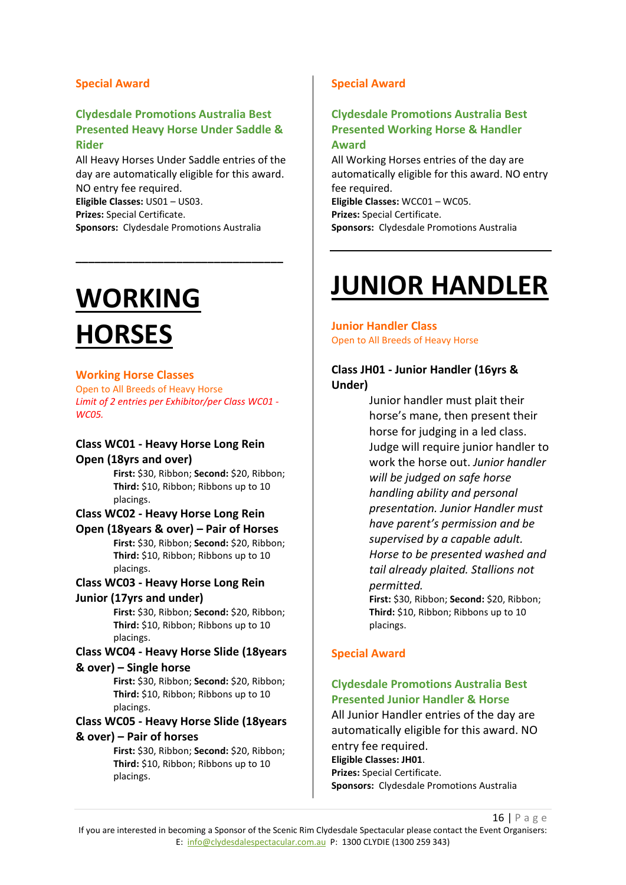### Special Award

### Clydesdale Promotions Australia Best Presented Heavy Horse Under Saddle & Rider

All Heavy Horses Under Saddle entries of the day are automatically eligible for this award. NO entry fee required.
**Eligible Classes:** US01 – US03.
**Prizes:** Special Certificate.
**Sponsors:** Clydesdale Promotions Australia

---

# WORKING HORSES

### Working Horse Classes

Open to All Breeds of Heavy Horse
*Limit of 2 entries per Exhibitor/per Class WC01 - WC05.*

**Class WC01 - Heavy Horse Long Rein Open (18yrs and over)**
**First:** $30, Ribbon; **Second:** $20, Ribbon; **Third:** $10, Ribbon; Ribbons up to 10 placings.

**Class WC02 - Heavy Horse Long Rein Open (18years & over) – Pair of Horses**
**First:** $30, Ribbon; **Second:** $20, Ribbon; **Third:** $10, Ribbon; Ribbons up to 10 placings.

**Class WC03 - Heavy Horse Long Rein Junior (17yrs and under)**
**First:** $30, Ribbon; **Second:** $20, Ribbon; **Third:** $10, Ribbon; Ribbons up to 10 placings.

**Class WC04 - Heavy Horse Slide (18years & over) – Single horse**
**First:** $30, Ribbon; **Second:** $20, Ribbon; **Third:** $10, Ribbon; Ribbons up to 10 placings.

**Class WC05 - Heavy Horse Slide (18years & over) – Pair of horses**
**First:** $30, Ribbon; **Second:** $20, Ribbon; **Third:** $10, Ribbon; Ribbons up to 10 placings.

### Special Award

### Clydesdale Promotions Australia Best Presented Working Horse & Handler Award

All Working Horses entries of the day are automatically eligible for this award. NO entry fee required.
**Eligible Classes:** WCC01 – WC05.
**Prizes:** Special Certificate.
**Sponsors:** Clydesdale Promotions Australia

---

# JUNIOR HANDLER

### Junior Handler Class

Open to All Breeds of Heavy Horse

**Class JH01 - Junior Handler (16yrs & Under)**

Junior handler must plait their horse's mane, then present their horse for judging in a led class. Judge will require junior handler to work the horse out. *Junior handler will be judged on safe horse handling ability and personal presentation. Junior Handler must have parent's permission and be supervised by a capable adult. Horse to be presented washed and tail already plaited. Stallions not permitted.*
**First:** $30, Ribbon; **Second:** $20, Ribbon; **Third:** $10, Ribbon; Ribbons up to 10 placings.

### Special Award

### Clydesdale Promotions Australia Best Presented Junior Handler & Horse

All Junior Handler entries of the day are automatically eligible for this award. NO entry fee required.
**Eligible Classes: JH01**.
**Prizes:** Special Certificate.
**Sponsors:** Clydesdale Promotions Australia

If you are interested in becoming a Sponsor of the Scenic Rim Clydesdale Spectacular please contact the Event Organisers: E: info@clydesdalespectacular.com.au P: 1300 CLYDIE (1300 259 343)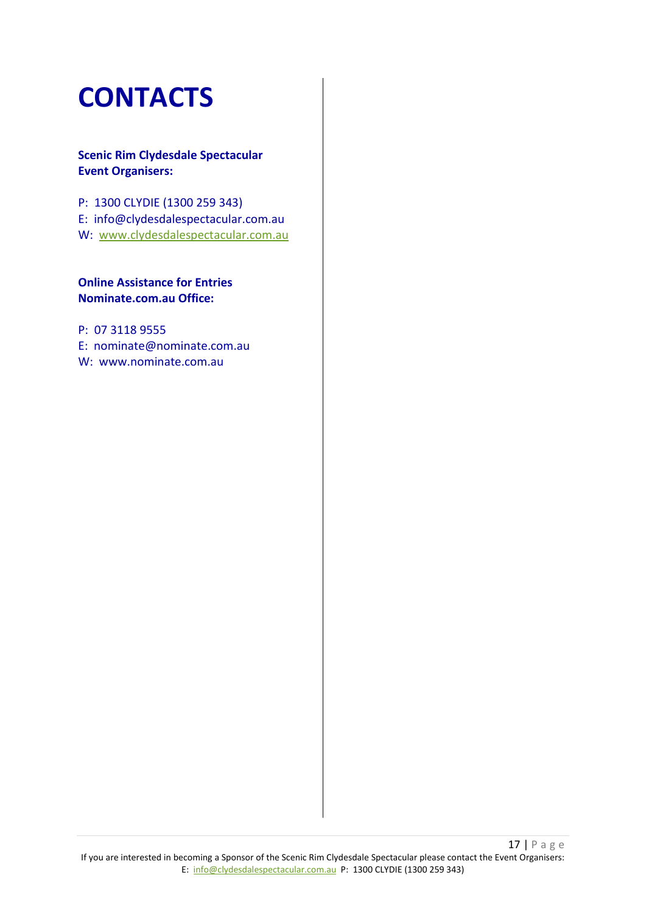# CONTACTS

**Scenic Rim Clydesdale Spectacular Event Organisers:**

P: 1300 CLYDIE (1300 259 343)
E: info@clydesdalespectacular.com.au
W: www.clydesdalespectacular.com.au

**Online Assistance for Entries Nominate.com.au Office:**

P: 07 3118 9555
E: nominate@nominate.com.au
W: www.nominate.com.au